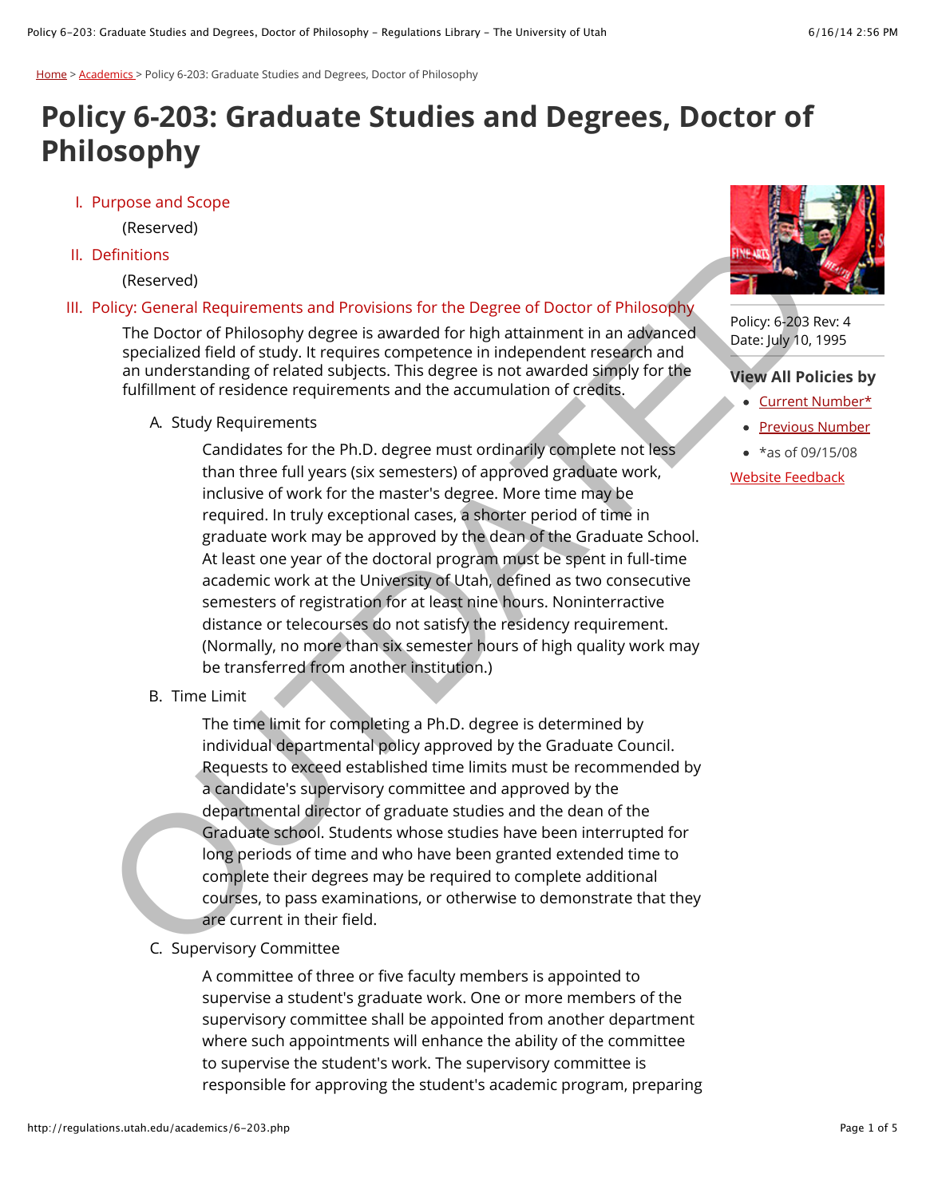Home > Academics > Policy 6-203: Graduate Studies and Degrees, Doctor of Philosophy

# Policy 6-203: Graduate Studies and Degrees, Doctor of Philosophy

Policy: 6-203 Rev: 4
Date: July 10, 1995

**View All Policies by**

- Current Number*
- Previous Number
- *as of 09/15/08

Website Feedback

OUTDATED

I. Purpose and Scope

(Reserved)

II. Definitions

(Reserved)

III. Policy: General Requirements and Provisions for the Degree of Doctor of Philosophy

The Doctor of Philosophy degree is awarded for high attainment in an advanced specialized field of study. It requires competence in independent research and an understanding of related subjects. This degree is not awarded simply for the fulfillment of residence requirements and the accumulation of credits.

A. Study Requirements

Candidates for the Ph.D. degree must ordinarily complete not less than three full years (six semesters) of approved graduate work, inclusive of work for the master's degree. More time may be required. In truly exceptional cases, a shorter period of time in graduate work may be approved by the dean of the Graduate School. At least one year of the doctoral program must be spent in full-time academic work at the University of Utah, defined as two consecutive semesters of registration for at least nine hours. Noninterractive distance or telecourses do not satisfy the residency requirement. (Normally, no more than six semester hours of high quality work may be transferred from another institution.)

B. Time Limit

The time limit for completing a Ph.D. degree is determined by individual departmental policy approved by the Graduate Council. Requests to exceed established time limits must be recommended by a candidate's supervisory committee and approved by the departmental director of graduate studies and the dean of the Graduate school. Students whose studies have been interrupted for long periods of time and who have been granted extended time to complete their degrees may be required to complete additional courses, to pass examinations, or otherwise to demonstrate that they are current in their field.

C. Supervisory Committee

A committee of three or five faculty members is appointed to supervise a student's graduate work. One or more members of the supervisory committee shall be appointed from another department where such appointments will enhance the ability of the committee to supervise the student's work. The supervisory committee is responsible for approving the student's academic program, preparing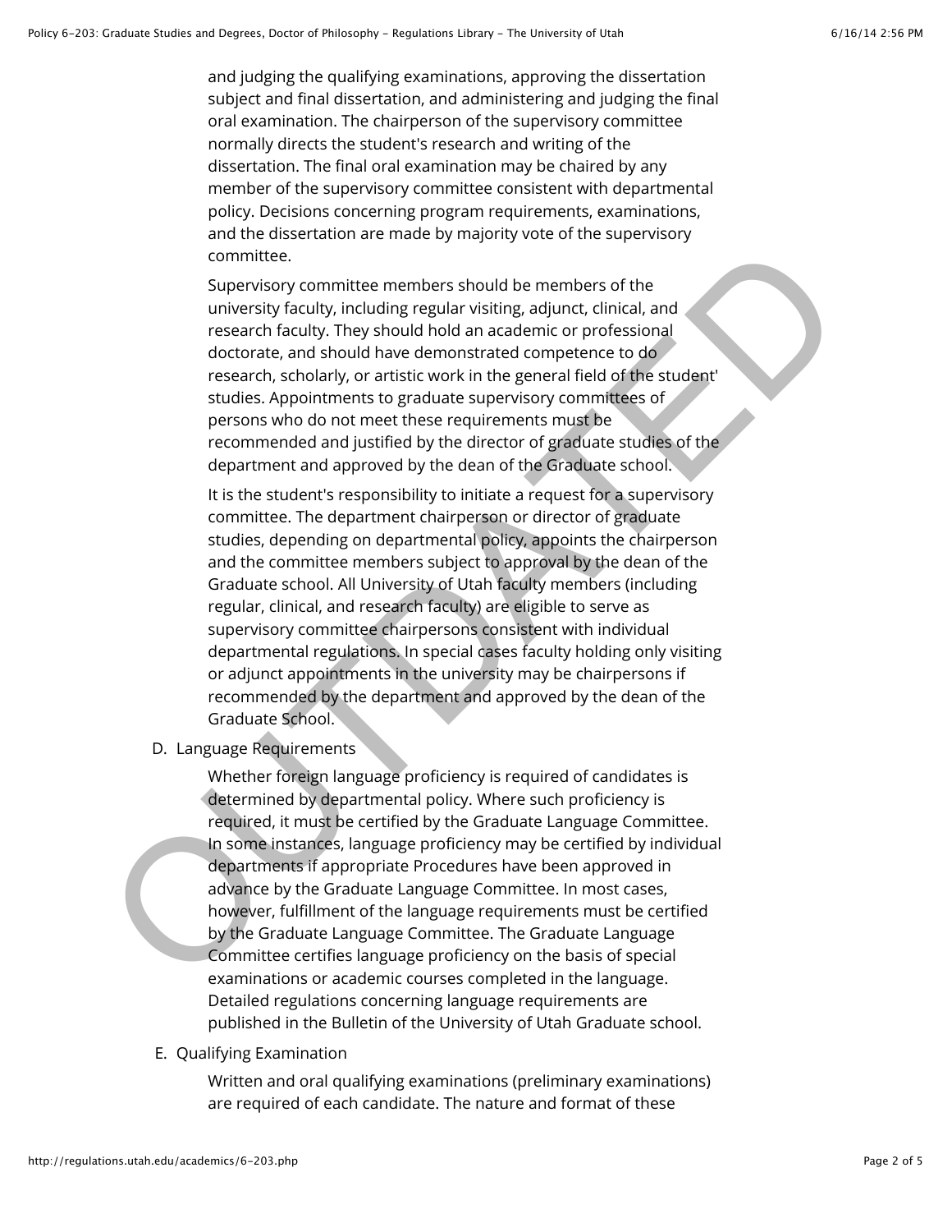and judging the qualifying examinations, approving the dissertation subject and final dissertation, and administering and judging the final oral examination. The chairperson of the supervisory committee normally directs the student's research and writing of the dissertation. The final oral examination may be chaired by any member of the supervisory committee consistent with departmental policy. Decisions concerning program requirements, examinations, and the dissertation are made by majority vote of the supervisory committee.

Supervisory committee members should be members of the university faculty, including regular visiting, adjunct, clinical, and research faculty. They should hold an academic or professional doctorate, and should have demonstrated competence to do research, scholarly, or artistic work in the general field of the student' studies. Appointments to graduate supervisory committees of persons who do not meet these requirements must be recommended and justified by the director of graduate studies of the department and approved by the dean of the Graduate school.

It is the student's responsibility to initiate a request for a supervisory committee. The department chairperson or director of graduate studies, depending on departmental policy, appoints the chairperson and the committee members subject to approval by the dean of the Graduate school. All University of Utah faculty members (including regular, clinical, and research faculty) are eligible to serve as supervisory committee chairpersons consistent with individual departmental regulations. In special cases faculty holding only visiting or adjunct appointments in the university may be chairpersons if recommended by the department and approved by the dean of the Graduate School.

D. Language Requirements

Whether foreign language proficiency is required of candidates is determined by departmental policy. Where such proficiency is required, it must be certified by the Graduate Language Committee. In some instances, language proficiency may be certified by individual departments if appropriate Procedures have been approved in advance by the Graduate Language Committee. In most cases, however, fulfillment of the language requirements must be certified by the Graduate Language Committee. The Graduate Language Committee certifies language proficiency on the basis of special examinations or academic courses completed in the language. Detailed regulations concerning language requirements are published in the Bulletin of the University of Utah Graduate school.

E. Qualifying Examination

Written and oral qualifying examinations (preliminary examinations) are required of each candidate. The nature and format of these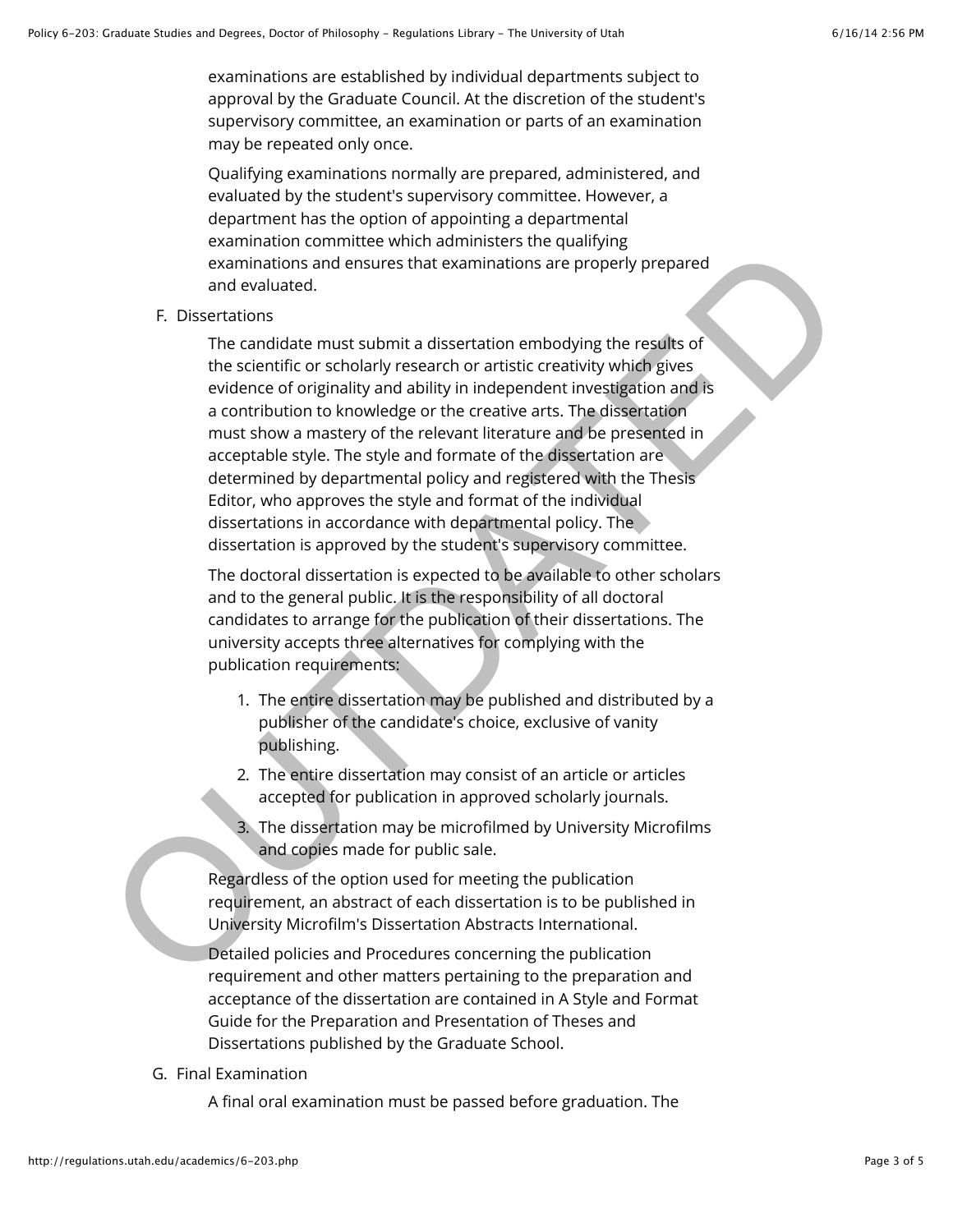examinations are established by individual departments subject to approval by the Graduate Council. At the discretion of the student's supervisory committee, an examination or parts of an examination may be repeated only once.

Qualifying examinations normally are prepared, administered, and evaluated by the student's supervisory committee. However, a department has the option of appointing a departmental examination committee which administers the qualifying examinations and ensures that examinations are properly prepared and evaluated.

F. Dissertations

The candidate must submit a dissertation embodying the results of the scientific or scholarly research or artistic creativity which gives evidence of originality and ability in independent investigation and is a contribution to knowledge or the creative arts. The dissertation must show a mastery of the relevant literature and be presented in acceptable style. The style and formate of the dissertation are determined by departmental policy and registered with the Thesis Editor, who approves the style and format of the individual dissertations in accordance with departmental policy. The dissertation is approved by the student's supervisory committee.

The doctoral dissertation is expected to be available to other scholars and to the general public. It is the responsibility of all doctoral candidates to arrange for the publication of their dissertations. The university accepts three alternatives for complying with the publication requirements:

1. The entire dissertation may be published and distributed by a publisher of the candidate's choice, exclusive of vanity publishing.
2. The entire dissertation may consist of an article or articles accepted for publication in approved scholarly journals.
3. The dissertation may be microfilmed by University Microfilms and copies made for public sale.

Regardless of the option used for meeting the publication requirement, an abstract of each dissertation is to be published in University Microfilm's Dissertation Abstracts International.

Detailed policies and Procedures concerning the publication requirement and other matters pertaining to the preparation and acceptance of the dissertation are contained in A Style and Format Guide for the Preparation and Presentation of Theses and Dissertations published by the Graduate School.

G. Final Examination

A final oral examination must be passed before graduation. The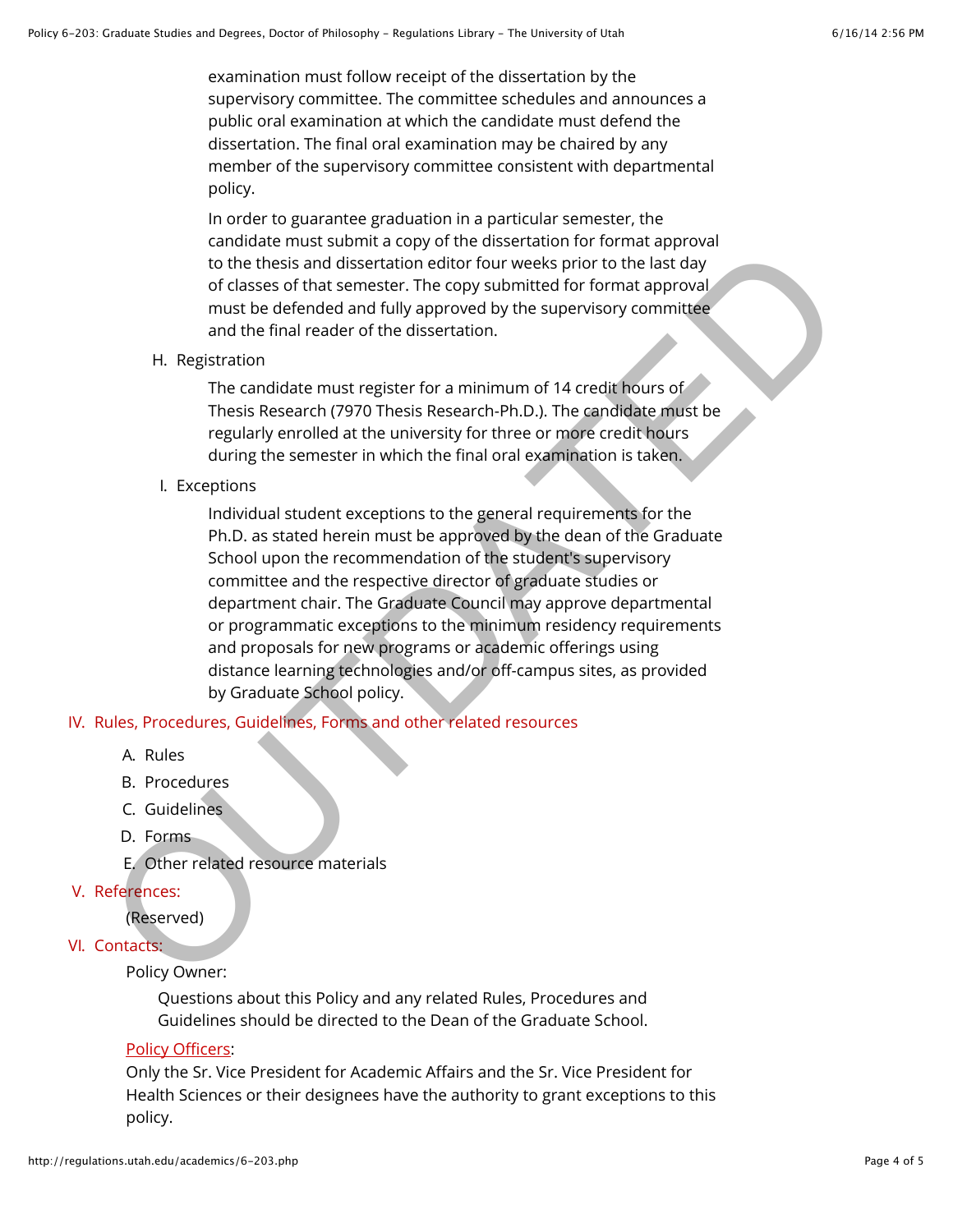examination must follow receipt of the dissertation by the supervisory committee. The committee schedules and announces a public oral examination at which the candidate must defend the dissertation. The final oral examination may be chaired by any member of the supervisory committee consistent with departmental policy.

In order to guarantee graduation in a particular semester, the candidate must submit a copy of the dissertation for format approval to the thesis and dissertation editor four weeks prior to the last day of classes of that semester. The copy submitted for format approval must be defended and fully approved by the supervisory committee and the final reader of the dissertation.

H. Registration

The candidate must register for a minimum of 14 credit hours of Thesis Research (7970 Thesis Research-Ph.D.). The candidate must be regularly enrolled at the university for three or more credit hours during the semester in which the final oral examination is taken.

I. Exceptions

Individual student exceptions to the general requirements for the Ph.D. as stated herein must be approved by the dean of the Graduate School upon the recommendation of the student's supervisory committee and the respective director of graduate studies or department chair. The Graduate Council may approve departmental or programmatic exceptions to the minimum residency requirements and proposals for new programs or academic offerings using distance learning technologies and/or off-campus sites, as provided by Graduate School policy.

## IV. Rules, Procedures, Guidelines, Forms and other related resources

A. Rules

B. Procedures

C. Guidelines

D. Forms

E. Other related resource materials

## V. References:

(Reserved)

## VI. Contacts:

Policy Owner:

Questions about this Policy and any related Rules, Procedures and Guidelines should be directed to the Dean of the Graduate School.

Policy Officers:

Only the Sr. Vice President for Academic Affairs and the Sr. Vice President for Health Sciences or their designees have the authority to grant exceptions to this policy.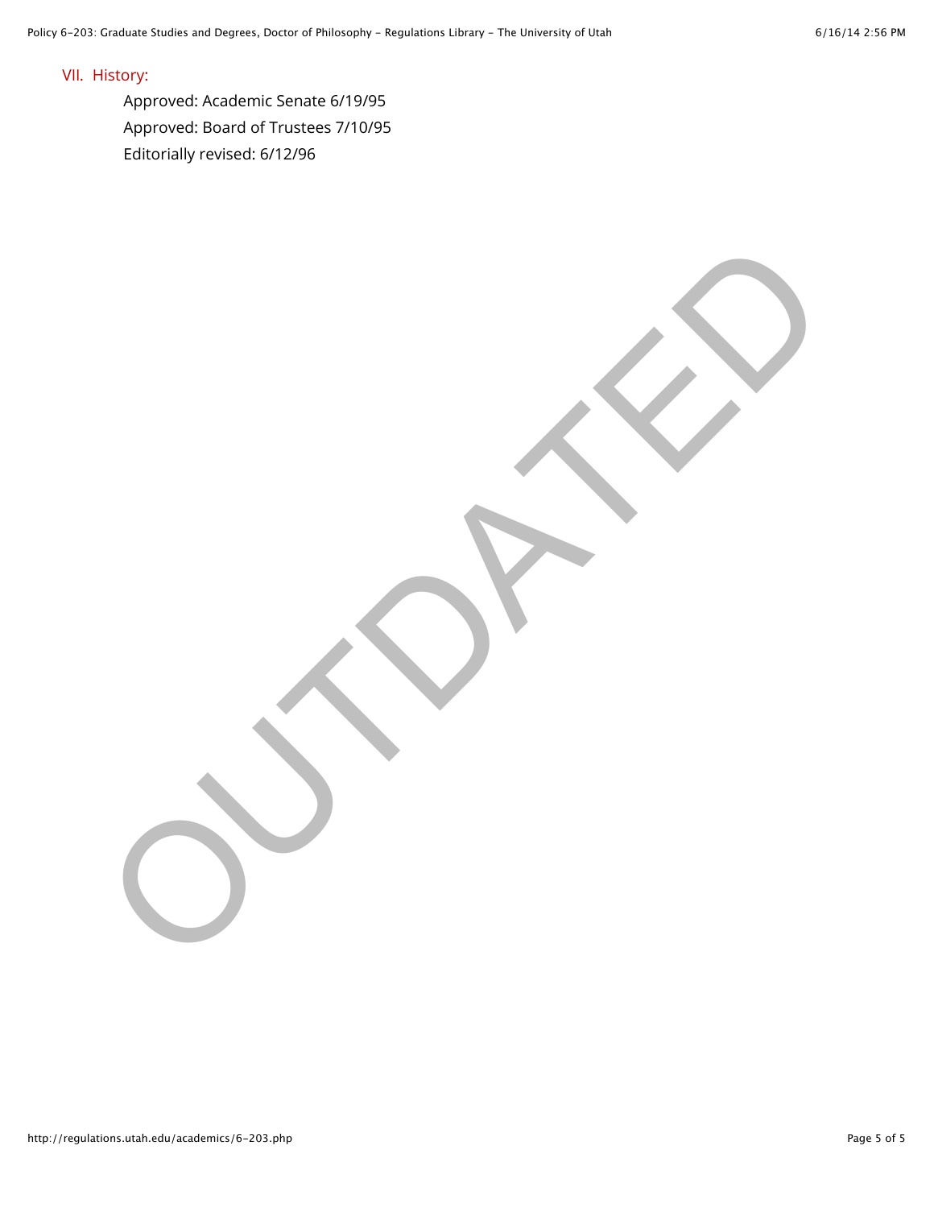## VII. History:

Approved: Academic Senate 6/19/95

Approved: Board of Trustees 7/10/95

Editorially revised: 6/12/96

OUTDATED